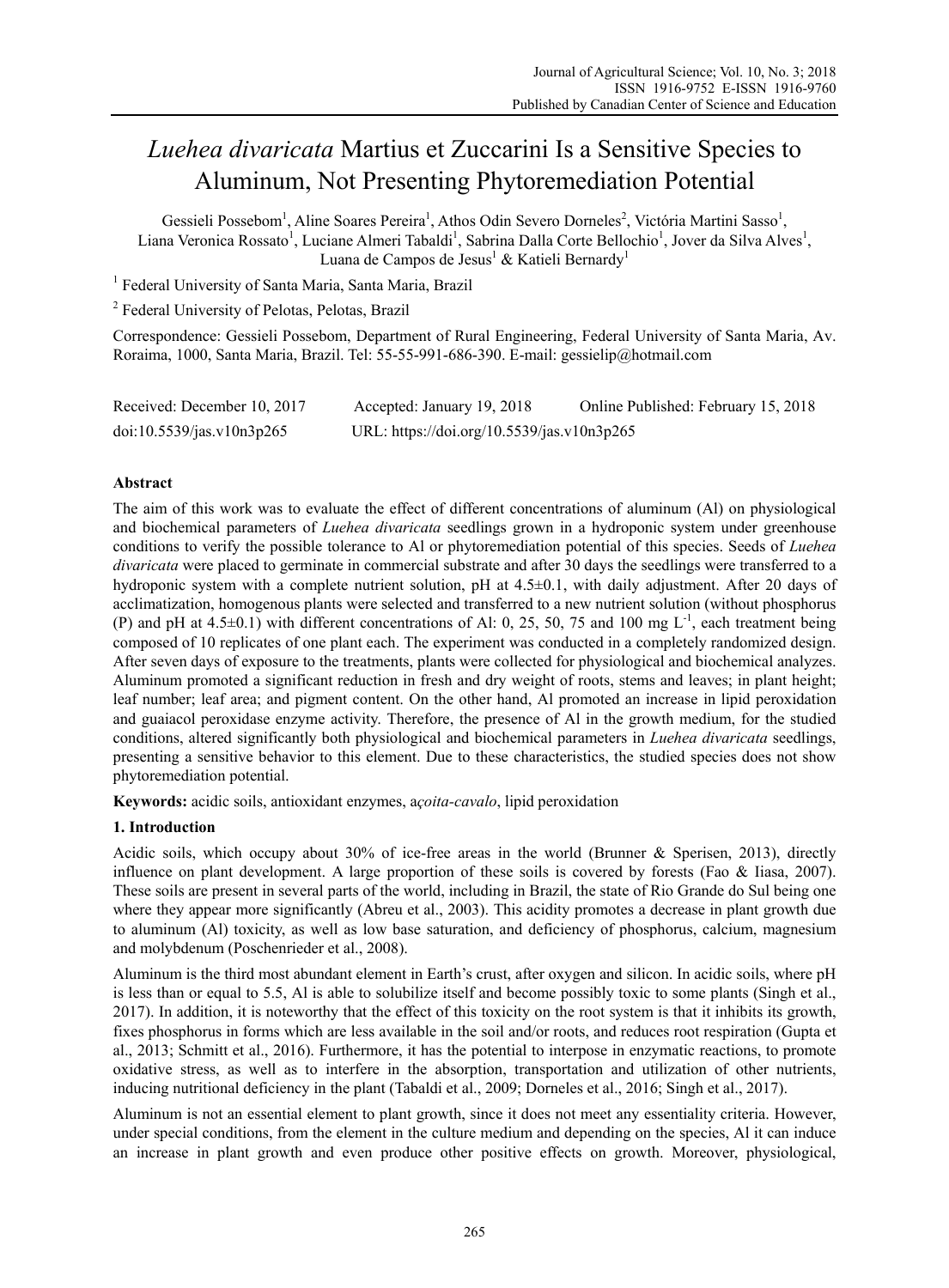# *Luehea divaricata* Martius et Zuccarini Is a Sensitive Species to Aluminum, Not Presenting Phytoremediation Potential

Gessieli Possebom[1], Aline Soares Pereira[1], Athos Odin Severo Dorneles[2], Victória Martini Sasso[1], Liana Veronica Rossato[1], Luciane Almeri Tabaldi[1], Sabrina Dalla Corte Bellochio[1], Jover da Silva Alves[1], Luana de Campos de Jesus[1] & Katieli Bernardy[1]

[1] Federal University of Santa Maria, Santa Maria, Brazil

[2] Federal University of Pelotas, Pelotas, Brazil

Correspondence: Gessieli Possebom, Department of Rural Engineering, Federal University of Santa Maria, Av. Roraima, 1000, Santa Maria, Brazil. Tel: 55-55-991-686-390. E-mail: gessielip@hotmail.com

Received: December 10, 2017 Accepted: January 19, 2018 Online Published: February 15, 2018

doi:10.5539/jas.v10n3p265 URL: https://doi.org/10.5539/jas.v10n3p265

## Abstract

The aim of this work was to evaluate the effect of different concentrations of aluminum (Al) on physiological and biochemical parameters of *Luehea divaricata* seedlings grown in a hydroponic system under greenhouse conditions to verify the possible tolerance to Al or phytoremediation potential of this species. Seeds of *Luehea divaricata* were placed to germinate in commercial substrate and after 30 days the seedlings were transferred to a hydroponic system with a complete nutrient solution, pH at 4.5±0.1, with daily adjustment. After 20 days of acclimatization, homogenous plants were selected and transferred to a new nutrient solution (without phosphorus (P) and pH at 4.5±0.1) with different concentrations of Al: 0, 25, 50, 75 and 100 mg $L^{-1}$, each treatment being composed of 10 replicates of one plant each. The experiment was conducted in a completely randomized design. After seven days of exposure to the treatments, plants were collected for physiological and biochemical analyzes. Aluminum promoted a significant reduction in fresh and dry weight of roots, stems and leaves; in plant height; leaf number; leaf area; and pigment content. On the other hand, Al promoted an increase in lipid peroxidation and guaiacol peroxidase enzyme activity. Therefore, the presence of Al in the growth medium, for the studied conditions, altered significantly both physiological and biochemical parameters in *Luehea divaricata* seedlings, presenting a sensitive behavior to this element. Due to these characteristics, the studied species does not show phytoremediation potential.

**Keywords:** acidic soils, antioxidant enzymes, a*çoita-cavalo*, lipid peroxidation

## 1. Introduction

Acidic soils, which occupy about 30% of ice-free areas in the world (Brunner & Sperisen, 2013), directly influence on plant development. A large proportion of these soils is covered by forests (Fao & Iiasa, 2007). These soils are present in several parts of the world, including in Brazil, the state of Rio Grande do Sul being one where they appear more significantly (Abreu et al., 2003). This acidity promotes a decrease in plant growth due to aluminum (Al) toxicity, as well as low base saturation, and deficiency of phosphorus, calcium, magnesium and molybdenum (Poschenrieder et al., 2008).

Aluminum is the third most abundant element in Earth's crust, after oxygen and silicon. In acidic soils, where pH is less than or equal to 5.5, Al is able to solubilize itself and become possibly toxic to some plants (Singh et al., 2017). In addition, it is noteworthy that the effect of this toxicity on the root system is that it inhibits its growth, fixes phosphorus in forms which are less available in the soil and/or roots, and reduces root respiration (Gupta et al., 2013; Schmitt et al., 2016). Furthermore, it has the potential to interpose in enzymatic reactions, to promote oxidative stress, as well as to interfere in the absorption, transportation and utilization of other nutrients, inducing nutritional deficiency in the plant (Tabaldi et al., 2009; Dorneles et al., 2016; Singh et al., 2017).

Aluminum is not an essential element to plant growth, since it does not meet any essentiality criteria. However, under special conditions, from the element in the culture medium and depending on the species, Al it can induce an increase in plant growth and even produce other positive effects on growth. Moreover, physiological,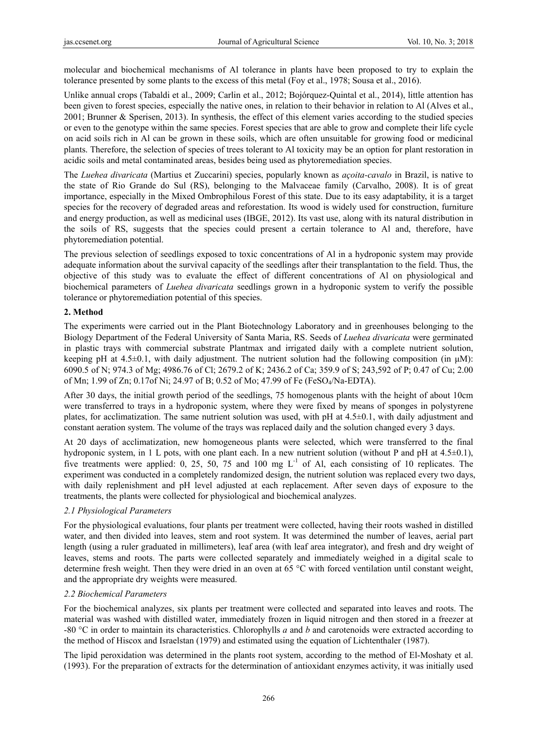molecular and biochemical mechanisms of Al tolerance in plants have been proposed to try to explain the tolerance presented by some plants to the excess of this metal (Foy et al., 1978; Sousa et al., 2016).

Unlike annual crops (Tabaldi et al., 2009; Carlin et al., 2012; Bojórquez-Quintal et al., 2014), little attention has been given to forest species, especially the native ones, in relation to their behavior in relation to Al (Alves et al., 2001; Brunner & Sperisen, 2013). In synthesis, the effect of this element varies according to the studied species or even to the genotype within the same species. Forest species that are able to grow and complete their life cycle on acid soils rich in Al can be grown in these soils, which are often unsuitable for growing food or medicinal plants. Therefore, the selection of species of trees tolerant to Al toxicity may be an option for plant restoration in acidic soils and metal contaminated areas, besides being used as phytoremediation species.

The *Luehea divaricata* (Martius et Zuccarini) species, popularly known as *açoita-cavalo* in Brazil, is native to the state of Rio Grande do Sul (RS), belonging to the Malvaceae family (Carvalho, 2008). It is of great importance, especially in the Mixed Ombrophilous Forest of this state. Due to its easy adaptability, it is a target species for the recovery of degraded areas and reforestation. Its wood is widely used for construction, furniture and energy production, as well as medicinal uses (IBGE, 2012). Its vast use, along with its natural distribution in the soils of RS, suggests that the species could present a certain tolerance to Al and, therefore, have phytoremediation potential.

The previous selection of seedlings exposed to toxic concentrations of Al in a hydroponic system may provide adequate information about the survival capacity of the seedlings after their transplantation to the field. Thus, the objective of this study was to evaluate the effect of different concentrations of Al on physiological and biochemical parameters of *Luehea divaricata* seedlings grown in a hydroponic system to verify the possible tolerance or phytoremediation potential of this species.

## 2. Method

The experiments were carried out in the Plant Biotechnology Laboratory and in greenhouses belonging to the Biology Department of the Federal University of Santa Maria, RS. Seeds of *Luehea divaricata* were germinated in plastic trays with commercial substrate Plantmax and irrigated daily with a complete nutrient solution, keeping pH at 4.5±0.1, with daily adjustment. The nutrient solution had the following composition (in μM): 6090.5 of N; 974.3 of Mg; 4986.76 of Cl; 2679.2 of K; 2436.2 of Ca; 359.9 of S; 243,592 of P; 0.47 of Cu; 2.00 of Mn; 1.99 of Zn; 0.17of Ni; 24.97 of B; 0.52 of Mo; 47.99 of Fe ($FeSO_4$/Na-EDTA).

After 30 days, the initial growth period of the seedlings, 75 homogenous plants with the height of about 10cm were transferred to trays in a hydroponic system, where they were fixed by means of sponges in polystyrene plates, for acclimatization. The same nutrient solution was used, with pH at 4.5±0.1, with daily adjustment and constant aeration system. The volume of the trays was replaced daily and the solution changed every 3 days.

At 20 days of acclimatization, new homogeneous plants were selected, which were transferred to the final hydroponic system, in 1 L pots, with one plant each. In a new nutrient solution (without P and pH at 4.5±0.1), five treatments were applied: 0, 25, 50, 75 and 100 mg $L^{-1}$ of Al, each consisting of 10 replicates. The experiment was conducted in a completely randomized design, the nutrient solution was replaced every two days, with daily replenishment and pH level adjusted at each replacement. After seven days of exposure to the treatments, the plants were collected for physiological and biochemical analyzes.

### 2.1 Physiological Parameters

For the physiological evaluations, four plants per treatment were collected, having their roots washed in distilled water, and then divided into leaves, stem and root system. It was determined the number of leaves, aerial part length (using a ruler graduated in millimeters), leaf area (with leaf area integrator), and fresh and dry weight of leaves, stems and roots. The parts were collected separately and immediately weighed in a digital scale to determine fresh weight. Then they were dried in an oven at 65 °C with forced ventilation until constant weight, and the appropriate dry weights were measured.

### 2.2 Biochemical Parameters

For the biochemical analyzes, six plants per treatment were collected and separated into leaves and roots. The material was washed with distilled water, immediately frozen in liquid nitrogen and then stored in a freezer at -80 °C in order to maintain its characteristics. Chlorophylls *a* and *b* and carotenoids were extracted according to the method of Hiscox and Israelstan (1979) and estimated using the equation of Lichtenthaler (1987).

The lipid peroxidation was determined in the plants root system, according to the method of El-Moshaty et al. (1993). For the preparation of extracts for the determination of antioxidant enzymes activity, it was initially used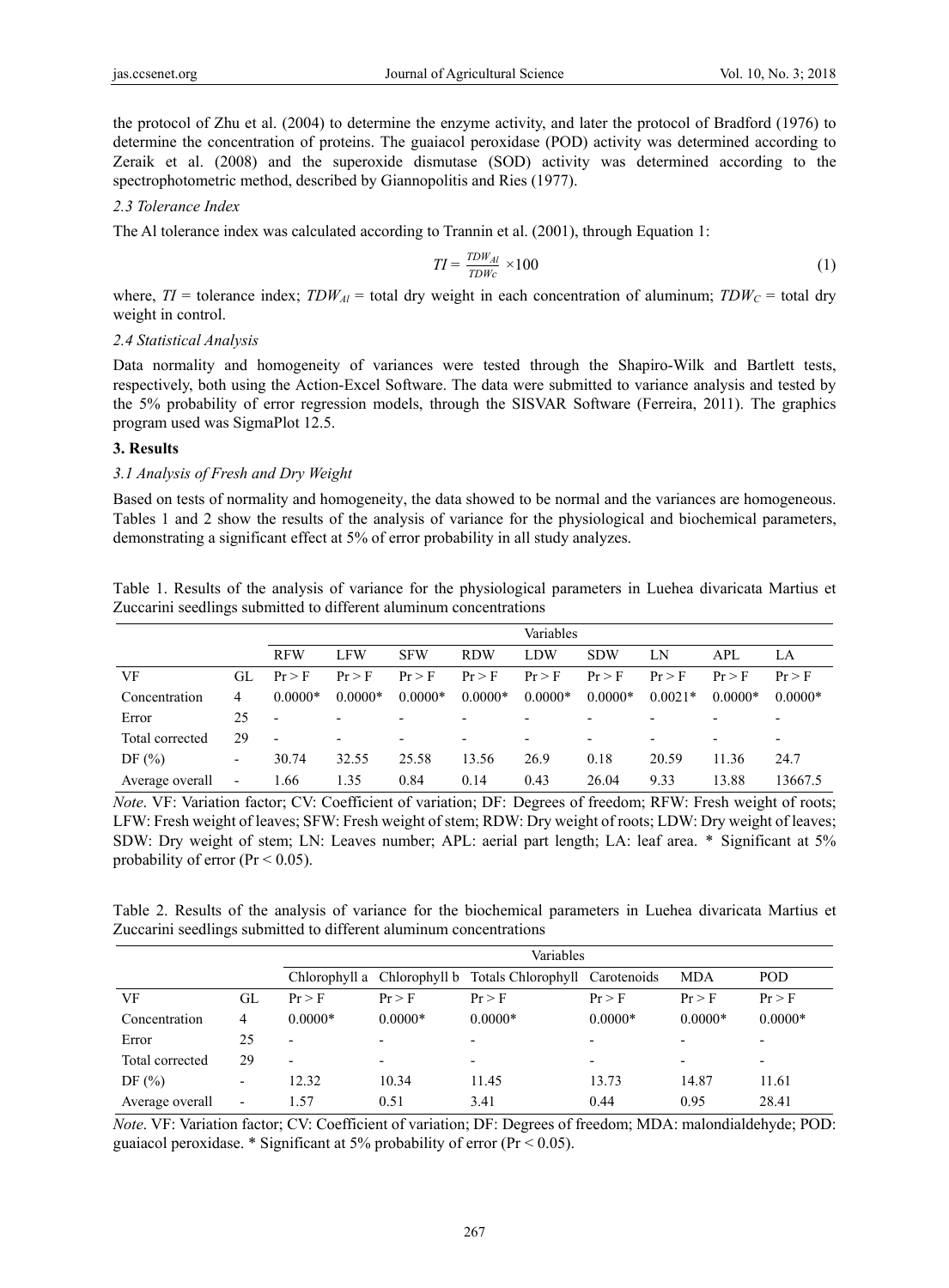the protocol of Zhu et al. (2004) to determine the enzyme activity, and later the protocol of Bradford (1976) to determine the concentration of proteins. The guaiacol peroxidase (POD) activity was determined according to Zeraik et al. (2008) and the superoxide dismutase (SOD) activity was determined according to the spectrophotometric method, described by Giannopolitis and Ries (1977).

### 2.3 Tolerance Index

The Al tolerance index was calculated according to Trannin et al. (2001), through Equation 1:

$$TI = \frac{TDW_{Al}}{TDW_{C}} \times 100 \quad (1)$$

where, $TI$ = tolerance index; $TDW_{Al}$ = total dry weight in each concentration of aluminum; $TDW_C$ = total dry weight in control.

### 2.4 Statistical Analysis

Data normality and homogeneity of variances were tested through the Shapiro-Wilk and Bartlett tests, respectively, both using the Action-Excel Software. The data were submitted to variance analysis and tested by the 5% probability of error regression models, through the SISVAR Software (Ferreira, 2011). The graphics program used was SigmaPlot 12.5.

## 3. Results

### 3.1 Analysis of Fresh and Dry Weight

Based on tests of normality and homogeneity, the data showed to be normal and the variances are homogeneous. Tables 1 and 2 show the results of the analysis of variance for the physiological and biochemical parameters, demonstrating a significant effect at 5% of error probability in all study analyzes.

Table 1. Results of the analysis of variance for the physiological parameters in Luehea divaricata Martius et Zuccarini seedlings submitted to different aluminum concentrations

| | | Variables | | | | | | | | |
|---|---|---|---|---|---|---|---|---|---|---|
| | | RFW | LFW | SFW | RDW | LDW | SDW | LN | APL | LA |
| VF | GL | Pr > F | Pr > F | Pr > F | Pr > F | Pr > F | Pr > F | Pr > F | Pr > F | Pr > F |
| Concentration | 4 | 0.0000* | 0.0000* | 0.0000* | 0.0000* | 0.0000* | 0.0000* | 0.0021* | 0.0000* | 0.0000* |
| Error | 25 | - | - | - | - | - | - | - | - | - |
| Total corrected | 29 | - | - | - | - | - | - | - | - | - |
| DF (%) | - | 30.74 | 32.55 | 25.58 | 13.56 | 26.9 | 0.18 | 20.59 | 11.36 | 24.7 |
| Average overall | - | 1.66 | 1.35 | 0.84 | 0.14 | 0.43 | 26.04 | 9.33 | 13.88 | 13667.5 |

*Note*. VF: Variation factor; CV: Coefficient of variation; DF: Degrees of freedom; RFW: Fresh weight of roots; LFW: Fresh weight of leaves; SFW: Fresh weight of stem; RDW: Dry weight of roots; LDW: Dry weight of leaves; SDW: Dry weight of stem; LN: Leaves number; APL: aerial part length; LA: leaf area. * Significant at 5% probability of error (Pr < 0.05).

Table 2. Results of the analysis of variance for the biochemical parameters in Luehea divaricata Martius et Zuccarini seedlings submitted to different aluminum concentrations

| | | Variables | | | | | |
|---|---|---|---|---|---|---|---|
| | | Chlorophyll a | Chlorophyll b | Totals Chlorophyll | Carotenoids | MDA | POD |
| VF | GL | Pr > F | Pr > F | Pr > F | Pr > F | Pr > F | Pr > F |
| Concentration | 4 | 0.0000* | 0.0000* | 0.0000* | 0.0000* | 0.0000* | 0.0000* |
| Error | 25 | - | - | - | - | - | - |
| Total corrected | 29 | - | - | - | - | - | - |
| DF (%) | - | 12.32 | 10.34 | 11.45 | 13.73 | 14.87 | 11.61 |
| Average overall | - | 1.57 | 0.51 | 3.41 | 0.44 | 0.95 | 28.41 |

*Note*. VF: Variation factor; CV: Coefficient of variation; DF: Degrees of freedom; MDA: malondialdehyde; POD: guaiacol peroxidase. * Significant at 5% probability of error (Pr < 0.05).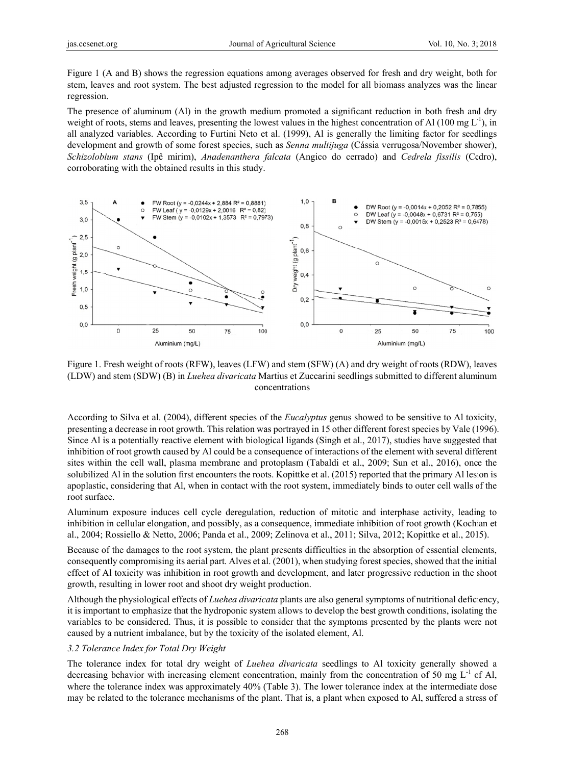Figure 1 (A and B) shows the regression equations among averages observed for fresh and dry weight, both for stem, leaves and root system. The best adjusted regression to the model for all biomass analyzes was the linear regression.

The presence of aluminum (Al) in the growth medium promoted a significant reduction in both fresh and dry weight of roots, stems and leaves, presenting the lowest values in the highest concentration of Al (100 mg $L^{-1}$), in all analyzed variables. According to Furtini Neto et al. (1999), Al is generally the limiting factor for seedlings development and growth of some forest species, such as *Senna multijuga* (Cássia verrugosa/November shower), *Schizolobium stans* (Ipê mirim), *Anadenanthera falcata* (Angico do cerrado) and *Cedrela fissilis* (Cedro), corroborating with the obtained results in this study.

Figure 1. Fresh weight of roots (RFW), leaves (LFW) and stem (SFW) (A) and dry weight of roots (RDW), leaves (LDW) and stem (SDW) (B) in *Luehea divaricata* Martius et Zuccarini seedlings submitted to different aluminum concentrations

According to Silva et al. (2004), different species of the *Eucalyptus* genus showed to be sensitive to Al toxicity, presenting a decrease in root growth. This relation was portrayed in 15 other different forest species by Vale (1996). Since Al is a potentially reactive element with biological ligands (Singh et al., 2017), studies have suggested that inhibition of root growth caused by Al could be a consequence of interactions of the element with several different sites within the cell wall, plasma membrane and protoplasm (Tabaldi et al., 2009; Sun et al., 2016), once the solubilized Al in the solution first encounters the roots. Kopittke et al. (2015) reported that the primary Al lesion is apoplastic, considering that Al, when in contact with the root system, immediately binds to outer cell walls of the root surface.

Aluminum exposure induces cell cycle deregulation, reduction of mitotic and interphase activity, leading to inhibition in cellular elongation, and possibly, as a consequence, immediate inhibition of root growth (Kochian et al., 2004; Rossiello & Netto, 2006; Panda et al., 2009; Zelinova et al., 2011; Silva, 2012; Kopittke et al., 2015).

Because of the damages to the root system, the plant presents difficulties in the absorption of essential elements, consequently compromising its aerial part. Alves et al. (2001), when studying forest species, showed that the initial effect of Al toxicity was inhibition in root growth and development, and later progressive reduction in the shoot growth, resulting in lower root and shoot dry weight production.

Although the physiological effects of *Luehea divaricata* plants are also general symptoms of nutritional deficiency, it is important to emphasize that the hydroponic system allows to develop the best growth conditions, isolating the variables to be considered. Thus, it is possible to consider that the symptoms presented by the plants were not caused by a nutrient imbalance, but by the toxicity of the isolated element, Al.

### 3.2 Tolerance Index for Total Dry Weight

The tolerance index for total dry weight of *Luehea divaricata* seedlings to Al toxicity generally showed a decreasing behavior with increasing element concentration, mainly from the concentration of 50 mg $L^{-1}$ of Al, where the tolerance index was approximately 40% (Table 3). The lower tolerance index at the intermediate dose may be related to the tolerance mechanisms of the plant. That is, a plant when exposed to Al, suffered a stress of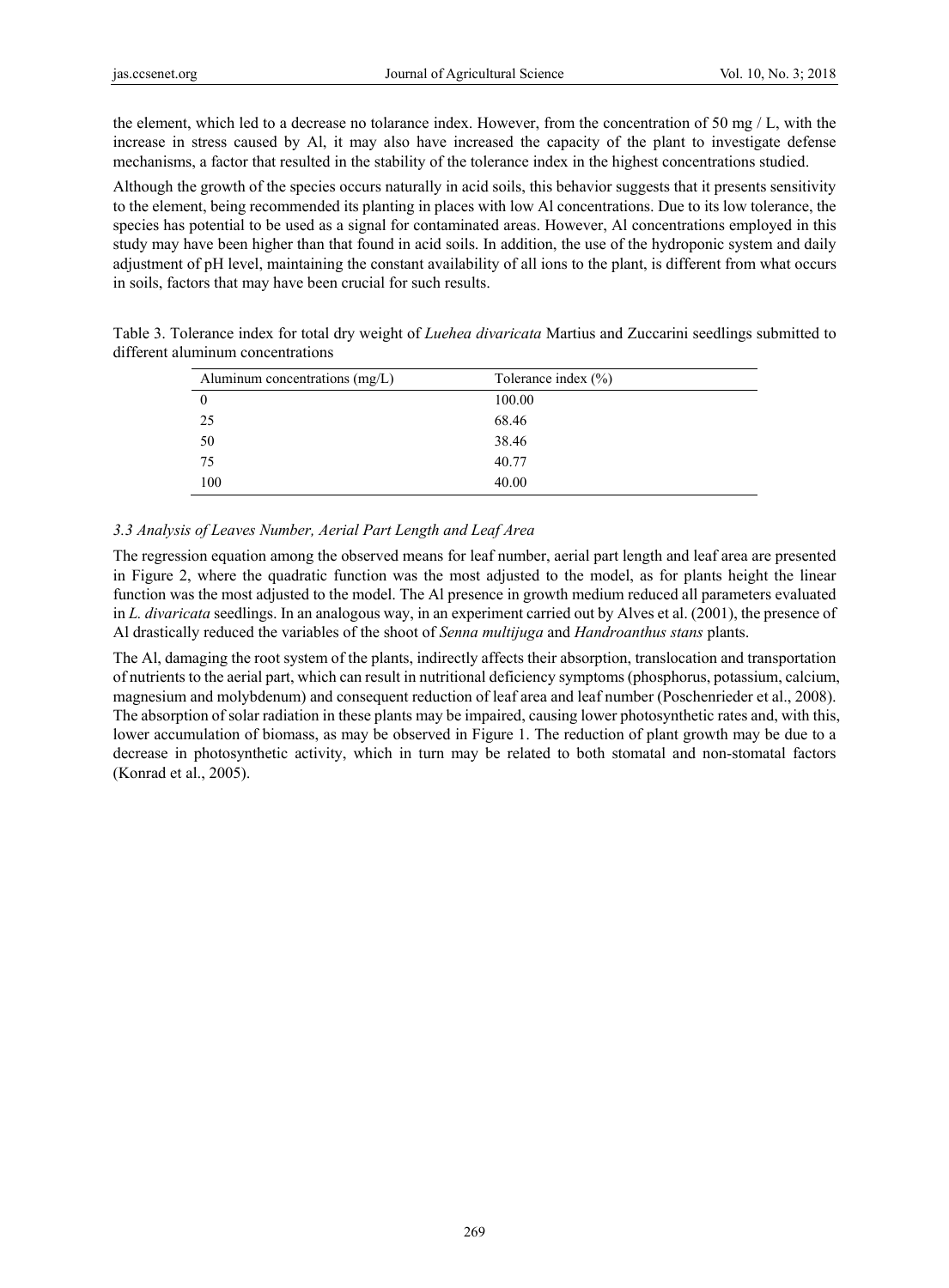the element, which led to a decrease no tolarance index. However, from the concentration of 50 mg / L, with the increase in stress caused by Al, it may also have increased the capacity of the plant to investigate defense mechanisms, a factor that resulted in the stability of the tolerance index in the highest concentrations studied.

Although the growth of the species occurs naturally in acid soils, this behavior suggests that it presents sensitivity to the element, being recommended its planting in places with low Al concentrations. Due to its low tolerance, the species has potential to be used as a signal for contaminated areas. However, Al concentrations employed in this study may have been higher than that found in acid soils. In addition, the use of the hydroponic system and daily adjustment of pH level, maintaining the constant availability of all ions to the plant, is different from what occurs in soils, factors that may have been crucial for such results.

Table 3. Tolerance index for total dry weight of *Luehea divaricata* Martius and Zuccarini seedlings submitted to different aluminum concentrations

| Aluminum concentrations (mg/L) | Tolerance index (%) |
|---|---|
| 0 | 100.00 |
| 25 | 68.46 |
| 50 | 38.46 |
| 75 | 40.77 |
| 100 | 40.00 |

### *3.3 Analysis of Leaves Number, Aerial Part Length and Leaf Area*

The regression equation among the observed means for leaf number, aerial part length and leaf area are presented in Figure 2, where the quadratic function was the most adjusted to the model, as for plants height the linear function was the most adjusted to the model. The Al presence in growth medium reduced all parameters evaluated in *L. divaricata* seedlings. In an analogous way, in an experiment carried out by Alves et al. (2001), the presence of Al drastically reduced the variables of the shoot of *Senna multijuga* and *Handroanthus stans* plants.

The Al, damaging the root system of the plants, indirectly affects their absorption, translocation and transportation of nutrients to the aerial part, which can result in nutritional deficiency symptoms (phosphorus, potassium, calcium, magnesium and molybdenum) and consequent reduction of leaf area and leaf number (Poschenrieder et al., 2008). The absorption of solar radiation in these plants may be impaired, causing lower photosynthetic rates and, with this, lower accumulation of biomass, as may be observed in Figure 1. The reduction of plant growth may be due to a decrease in photosynthetic activity, which in turn may be related to both stomatal and non-stomatal factors (Konrad et al., 2005).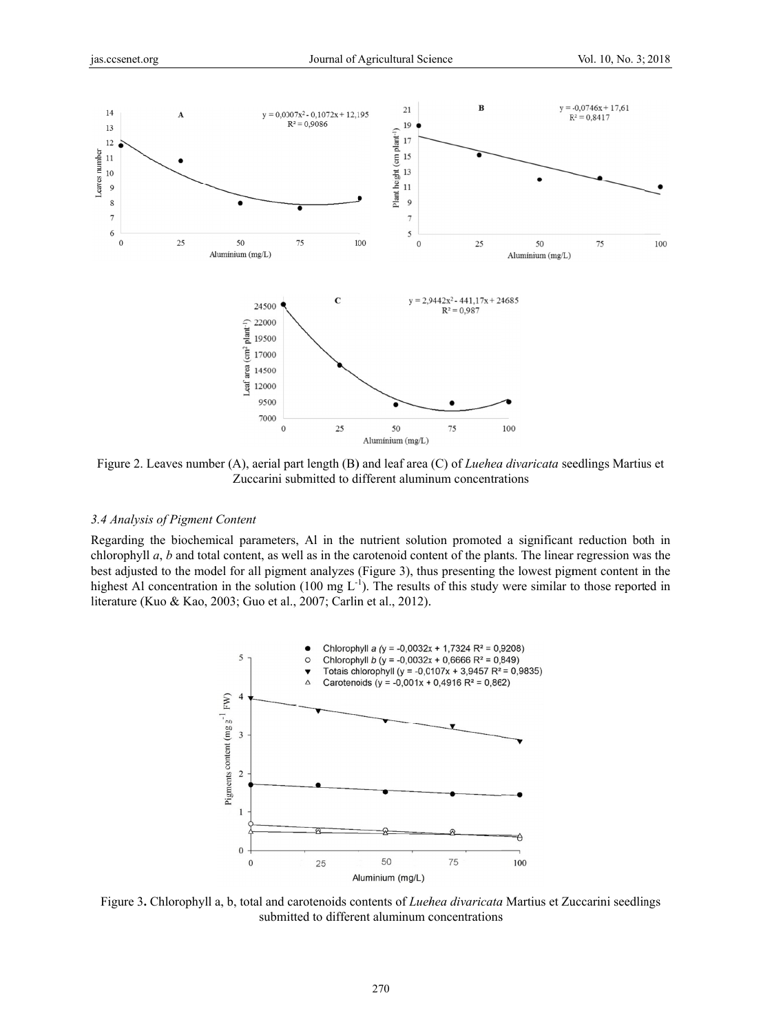Figure 2. Leaves number (A), aerial part length (B) and leaf area (C) of *Luehea divaricata* seedlings Martius et Zuccarini submitted to different aluminum concentrations

### 3.4 Analysis of Pigment Content

Regarding the biochemical parameters, Al in the nutrient solution promoted a significant reduction both in chlorophyll *a*, *b* and total content, as well as in the carotenoid content of the plants. The linear regression was the best adjusted to the model for all pigment analyzes (Figure 3), thus presenting the lowest pigment content in the highest Al concentration in the solution (100 mg $L^{-1}$). The results of this study were similar to those reported in literature (Kuo & Kao, 2003; Guo et al., 2007; Carlin et al., 2012).

Figure 3. Chlorophyll a, b, total and carotenoids contents of *Luehea divaricata* Martius et Zuccarini seedlings submitted to different aluminum concentrations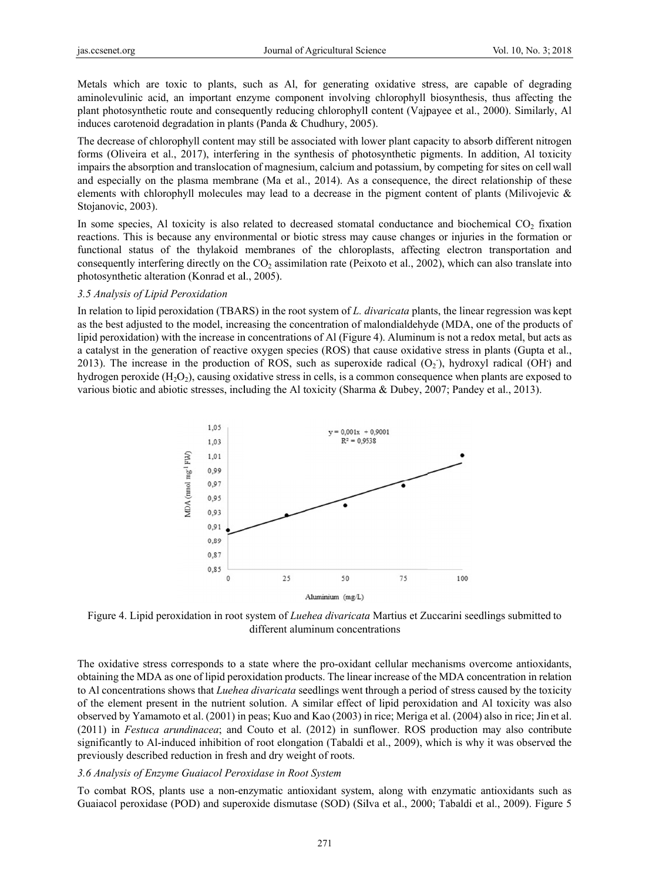Metals which are toxic to plants, such as Al, for generating oxidative stress, are capable of degrading aminolevulinic acid, an important enzyme component involving chlorophyll biosynthesis, thus affecting the plant photosynthetic route and consequently reducing chlorophyll content (Vajpayee et al., 2000). Similarly, Al induces carotenoid degradation in plants (Panda & Chudhury, 2005).

The decrease of chlorophyll content may still be associated with lower plant capacity to absorb different nitrogen forms (Oliveira et al., 2017), interfering in the synthesis of photosynthetic pigments. In addition, Al toxicity impairs the absorption and translocation of magnesium, calcium and potassium, by competing for sites on cell wall and especially on the plasma membrane (Ma et al., 2014). As a consequence, the direct relationship of these elements with chlorophyll molecules may lead to a decrease in the pigment content of plants (Milivojevic & Stojanovic, 2003).

In some species, Al toxicity is also related to decreased stomatal conductance and biochemical $CO_2$ fixation reactions. This is because any environmental or biotic stress may cause changes or injuries in the formation or functional status of the thylakoid membranes of the chloroplasts, affecting electron transportation and consequently interfering directly on the $CO_2$ assimilation rate (Peixoto et al., 2002), which can also translate into photosynthetic alteration (Konrad et al., 2005).

### *3.5 Analysis of Lipid Peroxidation*

In relation to lipid peroxidation (TBARS) in the root system of *L. divaricata* plants, the linear regression was kept as the best adjusted to the model, increasing the concentration of malondialdehyde (MDA, one of the products of lipid peroxidation) with the increase in concentrations of Al (Figure 4). Aluminum is not a redox metal, but acts as a catalyst in the generation of reactive oxygen species (ROS) that cause oxidative stress in plants (Gupta et al., 2013). The increase in the production of ROS, such as superoxide radical ($O_2^-$), hydroxyl radical ($OH^{\cdot}$) and hydrogen peroxide ($H_2O_2$), causing oxidative stress in cells, is a common consequence when plants are exposed to various biotic and abiotic stresses, including the Al toxicity (Sharma & Dubey, 2007; Pandey et al., 2013).

Figure 4. Lipid peroxidation in root system of *Luehea divaricata* Martius et Zuccarini seedlings submitted to different aluminum concentrations

The oxidative stress corresponds to a state where the pro-oxidant cellular mechanisms overcome antioxidants, obtaining the MDA as one of lipid peroxidation products. The linear increase of the MDA concentration in relation to Al concentrations shows that *Luehea divaricata* seedlings went through a period of stress caused by the toxicity of the element present in the nutrient solution. A similar effect of lipid peroxidation and Al toxicity was also observed by Yamamoto et al. (2001) in peas; Kuo and Kao (2003) in rice; Meriga et al. (2004) also in rice; Jin et al. (2011) in *Festuca arundinacea*; and Couto et al. (2012) in sunflower. ROS production may also contribute significantly to Al-induced inhibition of root elongation (Tabaldi et al., 2009), which is why it was observed the previously described reduction in fresh and dry weight of roots.

### *3.6 Analysis of Enzyme Guaiacol Peroxidase in Root System*

To combat ROS, plants use a non-enzymatic antioxidant system, along with enzymatic antioxidants such as Guaiacol peroxidase (POD) and superoxide dismutase (SOD) (Silva et al., 2000; Tabaldi et al., 2009). Figure 5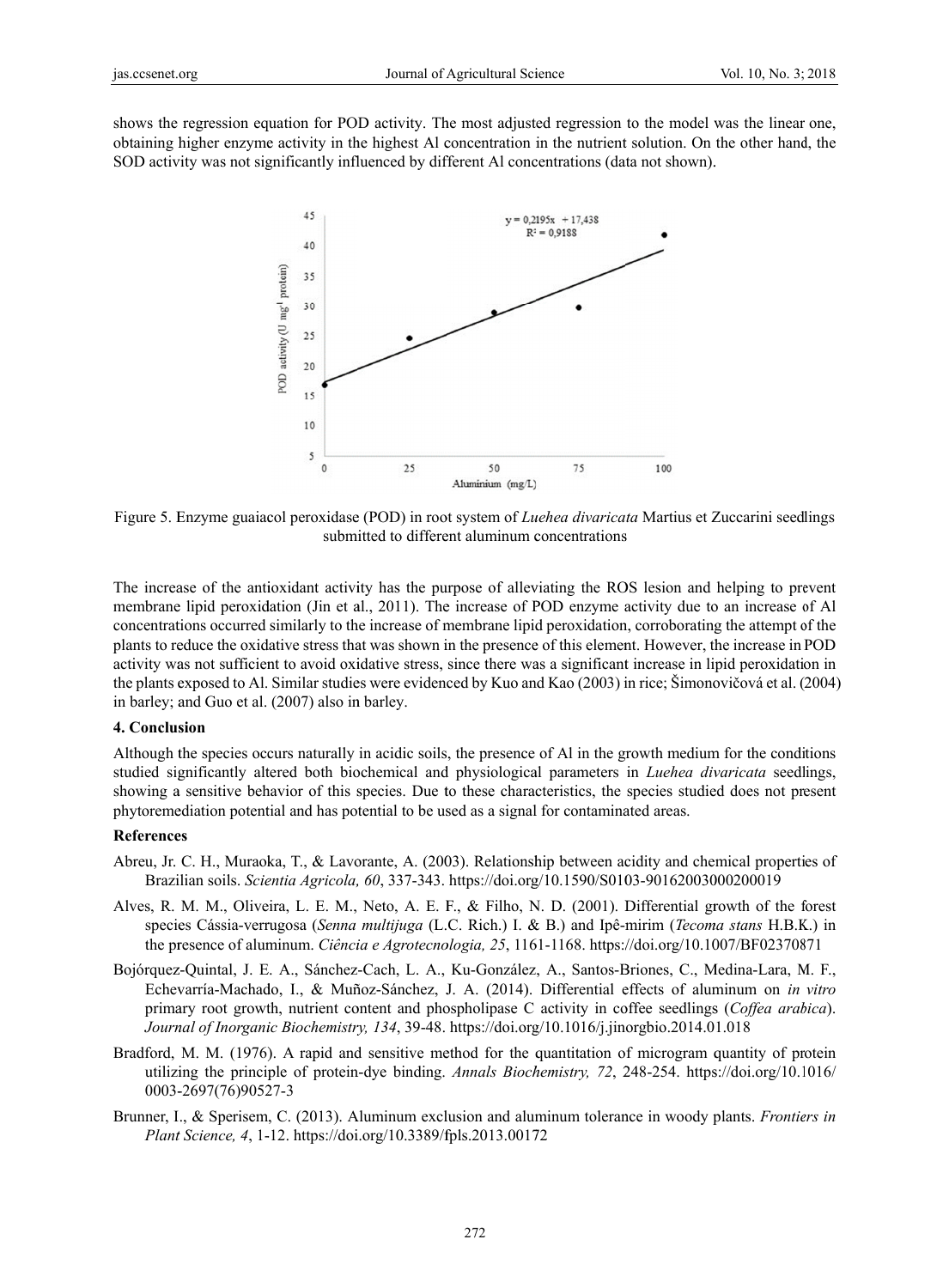shows the regression equation for POD activity. The most adjusted regression to the model was the linear one, obtaining higher enzyme activity in the highest Al concentration in the nutrient solution. On the other hand, the SOD activity was not significantly influenced by different Al concentrations (data not shown).

Figure 5. Enzyme guaiacol peroxidase (POD) in root system of *Luehea divaricata* Martius et Zuccarini seedlings submitted to different aluminum concentrations

The increase of the antioxidant activity has the purpose of alleviating the ROS lesion and helping to prevent membrane lipid peroxidation (Jin et al., 2011). The increase of POD enzyme activity due to an increase of Al concentrations occurred similarly to the increase of membrane lipid peroxidation, corroborating the attempt of the plants to reduce the oxidative stress that was shown in the presence of this element. However, the increase in POD activity was not sufficient to avoid oxidative stress, since there was a significant increase in lipid peroxidation in the plants exposed to Al. Similar studies were evidenced by Kuo and Kao (2003) in rice; Šimonovičová et al. (2004) in barley; and Guo et al. (2007) also in barley.

## 4. Conclusion

Although the species occurs naturally in acidic soils, the presence of Al in the growth medium for the conditions studied significantly altered both biochemical and physiological parameters in *Luehea divaricata* seedlings, showing a sensitive behavior of this species. Due to these characteristics, the species studied does not present phytoremediation potential and has potential to be used as a signal for contaminated areas.

## References

Abreu, Jr. C. H., Muraoka, T., & Lavorante, A. (2003). Relationship between acidity and chemical properties of Brazilian soils. *Scientia Agricola, 60*, 337-343. https://doi.org/10.1590/S0103-90162003000200019

Alves, R. M. M., Oliveira, L. E. M., Neto, A. E. F., & Filho, N. D. (2001). Differential growth of the forest species Cássia-verrugosa (*Senna multijuga* (L.C. Rich.) I. & B.) and Ipê-mirim (*Tecoma stans* H.B.K.) in the presence of aluminum. *Ciência e Agrotecnologia, 25*, 1161-1168. https://doi.org/10.1007/BF02370871

Bojórquez-Quintal, J. E. A., Sánchez-Cach, L. A., Ku-González, A., Santos-Briones, C., Medina-Lara, M. F., Echevarría-Machado, I., & Muñoz-Sánchez, J. A. (2014). Differential effects of aluminum on *in vitro* primary root growth, nutrient content and phospholipase C activity in coffee seedlings (*Coffea arabica*). *Journal of Inorganic Biochemistry, 134*, 39-48. https://doi.org/10.1016/j.jinorgbio.2014.01.018

Bradford, M. M. (1976). A rapid and sensitive method for the quantitation of microgram quantity of protein utilizing the principle of protein-dye binding. *Annals Biochemistry, 72*, 248-254. https://doi.org/10.1016/0003-2697(76)90527-3

Brunner, I., & Sperisem, C. (2013). Aluminum exclusion and aluminum tolerance in woody plants. *Frontiers in Plant Science, 4*, 1-12. https://doi.org/10.3389/fpls.2013.00172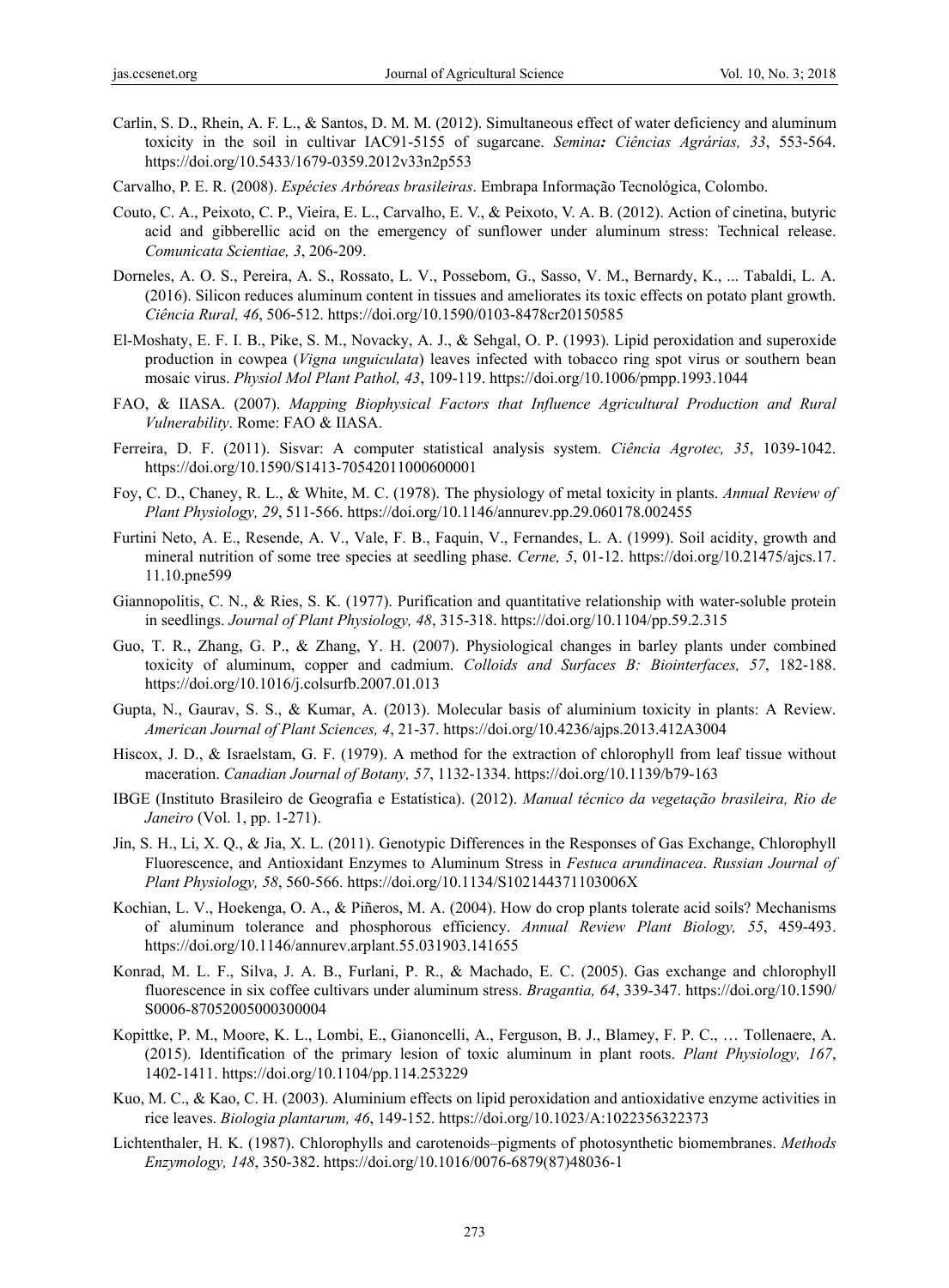Carlin, S. D., Rhein, A. F. L., & Santos, D. M. M. (2012). Simultaneous effect of water deficiency and aluminum toxicity in the soil in cultivar IAC91-5155 of sugarcane. *Semina: Ciências Agrárias, 33*, 553-564. https://doi.org/10.5433/1679-0359.2012v33n2p553

Carvalho, P. E. R. (2008). *Espécies Arbóreas brasileiras*. Embrapa Informação Tecnológica, Colombo.

Couto, C. A., Peixoto, C. P., Vieira, E. L., Carvalho, E. V., & Peixoto, V. A. B. (2012). Action of cinetina, butyric acid and gibberellic acid on the emergency of sunflower under aluminum stress: Technical release. *Comunicata Scientiae, 3*, 206-209.

Dorneles, A. O. S., Pereira, A. S., Rossato, L. V., Possebom, G., Sasso, V. M., Bernardy, K., ... Tabaldi, L. A. (2016). Silicon reduces aluminum content in tissues and ameliorates its toxic effects on potato plant growth. *Ciência Rural, 46*, 506-512. https://doi.org/10.1590/0103-8478cr20150585

El-Moshaty, E. F. I. B., Pike, S. M., Novacky, A. J., & Sehgal, O. P. (1993). Lipid peroxidation and superoxide production in cowpea (*Vigna unguiculata*) leaves infected with tobacco ring spot virus or southern bean mosaic virus. *Physiol Mol Plant Pathol, 43*, 109-119. https://doi.org/10.1006/pmpp.1993.1044

FAO, & IIASA. (2007). *Mapping Biophysical Factors that Influence Agricultural Production and Rural Vulnerability*. Rome: FAO & IIASA.

Ferreira, D. F. (2011). Sisvar: A computer statistical analysis system. *Ciência Agrotec, 35*, 1039-1042. https://doi.org/10.1590/S1413-70542011000600001

Foy, C. D., Chaney, R. L., & White, M. C. (1978). The physiology of metal toxicity in plants. *Annual Review of Plant Physiology, 29*, 511-566. https://doi.org/10.1146/annurev.pp.29.060178.002455

Furtini Neto, A. E., Resende, A. V., Vale, F. B., Faquin, V., Fernandes, L. A. (1999). Soil acidity, growth and mineral nutrition of some tree species at seedling phase. *Cerne, 5*, 01-12. https://doi.org/10.21475/ajcs.17.11.10.pne599

Giannopolitis, C. N., & Ries, S. K. (1977). Purification and quantitative relationship with water-soluble protein in seedlings. *Journal of Plant Physiology, 48*, 315-318. https://doi.org/10.1104/pp.59.2.315

Guo, T. R., Zhang, G. P., & Zhang, Y. H. (2007). Physiological changes in barley plants under combined toxicity of aluminum, copper and cadmium. *Colloids and Surfaces B: Biointerfaces, 57*, 182-188. https://doi.org/10.1016/j.colsurfb.2007.01.013

Gupta, N., Gaurav, S. S., & Kumar, A. (2013). Molecular basis of aluminium toxicity in plants: A Review. *American Journal of Plant Sciences, 4*, 21-37. https://doi.org/10.4236/ajps.2013.412A3004

Hiscox, J. D., & Israelstam, G. F. (1979). A method for the extraction of chlorophyll from leaf tissue without maceration. *Canadian Journal of Botany, 57*, 1132-1334. https://doi.org/10.1139/b79-163

IBGE (Instituto Brasileiro de Geografia e Estatística). (2012). *Manual técnico da vegetação brasileira, Rio de Janeiro* (Vol. 1, pp. 1-271).

Jin, S. H., Li, X. Q., & Jia, X. L. (2011). Genotypic Differences in the Responses of Gas Exchange, Chlorophyll Fluorescence, and Antioxidant Enzymes to Aluminum Stress in *Festuca arundinacea*. *Russian Journal of Plant Physiology, 58*, 560-566. https://doi.org/10.1134/S102144371103006X

Kochian, L. V., Hoekenga, O. A., & Piñeros, M. A. (2004). How do crop plants tolerate acid soils? Mechanisms of aluminum tolerance and phosphorous efficiency. *Annual Review Plant Biology, 55*, 459-493. https://doi.org/10.1146/annurev.arplant.55.031903.141655

Konrad, M. L. F., Silva, J. A. B., Furlani, P. R., & Machado, E. C. (2005). Gas exchange and chlorophyll fluorescence in six coffee cultivars under aluminum stress. *Bragantia, 64*, 339-347. https://doi.org/10.1590/S0006-87052005000300004

Kopittke, P. M., Moore, K. L., Lombi, E., Gianoncelli, A., Ferguson, B. J., Blamey, F. P. C., … Tollenaere, A. (2015). Identification of the primary lesion of toxic aluminum in plant roots. *Plant Physiology, 167*, 1402-1411. https://doi.org/10.1104/pp.114.253229

Kuo, M. C., & Kao, C. H. (2003). Aluminium effects on lipid peroxidation and antioxidative enzyme activities in rice leaves. *Biologia plantarum, 46*, 149-152. https://doi.org/10.1023/A:1022356322373

Lichtenthaler, H. K. (1987). Chlorophylls and carotenoids–pigments of photosynthetic biomembranes. *Methods Enzymology, 148*, 350-382. https://doi.org/10.1016/0076-6879(87)48036-1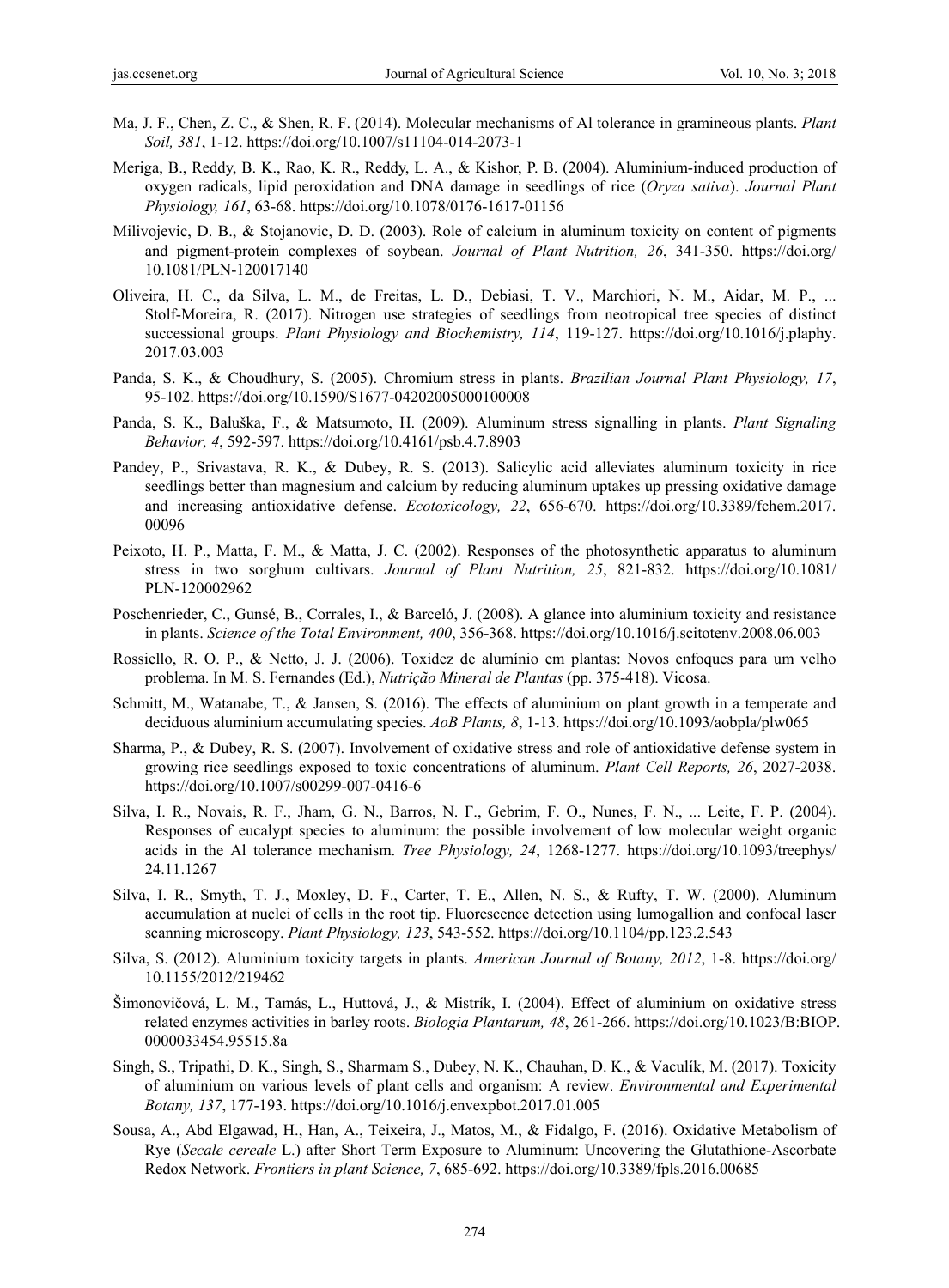Ma, J. F., Chen, Z. C., & Shen, R. F. (2014). Molecular mechanisms of Al tolerance in gramineous plants. *Plant Soil, 381*, 1-12. https://doi.org/10.1007/s11104-014-2073-1

Meriga, B., Reddy, B. K., Rao, K. R., Reddy, L. A., & Kishor, P. B. (2004). Aluminium-induced production of oxygen radicals, lipid peroxidation and DNA damage in seedlings of rice (*Oryza sativa*). *Journal Plant Physiology, 161*, 63-68. https://doi.org/10.1078/0176-1617-01156

Milivojevic, D. B., & Stojanovic, D. D. (2003). Role of calcium in aluminum toxicity on content of pigments and pigment-protein complexes of soybean. *Journal of Plant Nutrition, 26*, 341-350. https://doi.org/10.1081/PLN-120017140

Oliveira, H. C., da Silva, L. M., de Freitas, L. D., Debiasi, T. V., Marchiori, N. M., Aidar, M. P., ... Stolf-Moreira, R. (2017). Nitrogen use strategies of seedlings from neotropical tree species of distinct successional groups. *Plant Physiology and Biochemistry, 114*, 119-127. https://doi.org/10.1016/j.plaphy.2017.03.003

Panda, S. K., & Choudhury, S. (2005). Chromium stress in plants. *Brazilian Journal Plant Physiology, 17*, 95-102. https://doi.org/10.1590/S1677-04202005000100008

Panda, S. K., Baluška, F., & Matsumoto, H. (2009). Aluminum stress signalling in plants. *Plant Signaling Behavior, 4*, 592-597. https://doi.org/10.4161/psb.4.7.8903

Pandey, P., Srivastava, R. K., & Dubey, R. S. (2013). Salicylic acid alleviates aluminum toxicity in rice seedlings better than magnesium and calcium by reducing aluminum uptakes up pressing oxidative damage and increasing antioxidative defense. *Ecotoxicology, 22*, 656-670. https://doi.org/10.3389/fchem.2017.00096

Peixoto, H. P., Matta, F. M., & Matta, J. C. (2002). Responses of the photosynthetic apparatus to aluminum stress in two sorghum cultivars. *Journal of Plant Nutrition, 25*, 821-832. https://doi.org/10.1081/PLN-120002962

Poschenrieder, C., Gunsé, B., Corrales, I., & Barceló, J. (2008). A glance into aluminium toxicity and resistance in plants. *Science of the Total Environment, 400*, 356-368. https://doi.org/10.1016/j.scitotenv.2008.06.003

Rossiello, R. O. P., & Netto, J. J. (2006). Toxidez de alumínio em plantas: Novos enfoques para um velho problema. In M. S. Fernandes (Ed.), *Nutrição Mineral de Plantas* (pp. 375-418). Vicosa.

Schmitt, M., Watanabe, T., & Jansen, S. (2016). The effects of aluminium on plant growth in a temperate and deciduous aluminium accumulating species. *AoB Plants, 8*, 1-13. https://doi.org/10.1093/aobpla/plw065

Sharma, P., & Dubey, R. S. (2007). Involvement of oxidative stress and role of antioxidative defense system in growing rice seedlings exposed to toxic concentrations of aluminum. *Plant Cell Reports, 26*, 2027-2038. https://doi.org/10.1007/s00299-007-0416-6

Silva, I. R., Novais, R. F., Jham, G. N., Barros, N. F., Gebrim, F. O., Nunes, F. N., ... Leite, F. P. (2004). Responses of eucalypt species to aluminum: the possible involvement of low molecular weight organic acids in the Al tolerance mechanism. *Tree Physiology, 24*, 1268-1277. https://doi.org/10.1093/treephys/24.11.1267

Silva, I. R., Smyth, T. J., Moxley, D. F., Carter, T. E., Allen, N. S., & Rufty, T. W. (2000). Aluminum accumulation at nuclei of cells in the root tip. Fluorescence detection using lumogallion and confocal laser scanning microscopy. *Plant Physiology, 123*, 543-552. https://doi.org/10.1104/pp.123.2.543

Silva, S. (2012). Aluminium toxicity targets in plants. *American Journal of Botany, 2012*, 1-8. https://doi.org/10.1155/2012/219462

Šimonovičová, L. M., Tamás, L., Huttová, J., & Mistrík, I. (2004). Effect of aluminium on oxidative stress related enzymes activities in barley roots. *Biologia Plantarum, 48*, 261-266. https://doi.org/10.1023/B:BIOP.0000033454.95515.8a

Singh, S., Tripathi, D. K., Singh, S., Sharmam S., Dubey, N. K., Chauhan, D. K., & Vaculík, M. (2017). Toxicity of aluminium on various levels of plant cells and organism: A review. *Environmental and Experimental Botany, 137*, 177-193. https://doi.org/10.1016/j.envexpbot.2017.01.005

Sousa, A., Abd Elgawad, H., Han, A., Teixeira, J., Matos, M., & Fidalgo, F. (2016). Oxidative Metabolism of Rye (*Secale cereale* L.) after Short Term Exposure to Aluminum: Uncovering the Glutathione-Ascorbate Redox Network. *Frontiers in plant Science, 7*, 685-692. https://doi.org/10.3389/fpls.2016.00685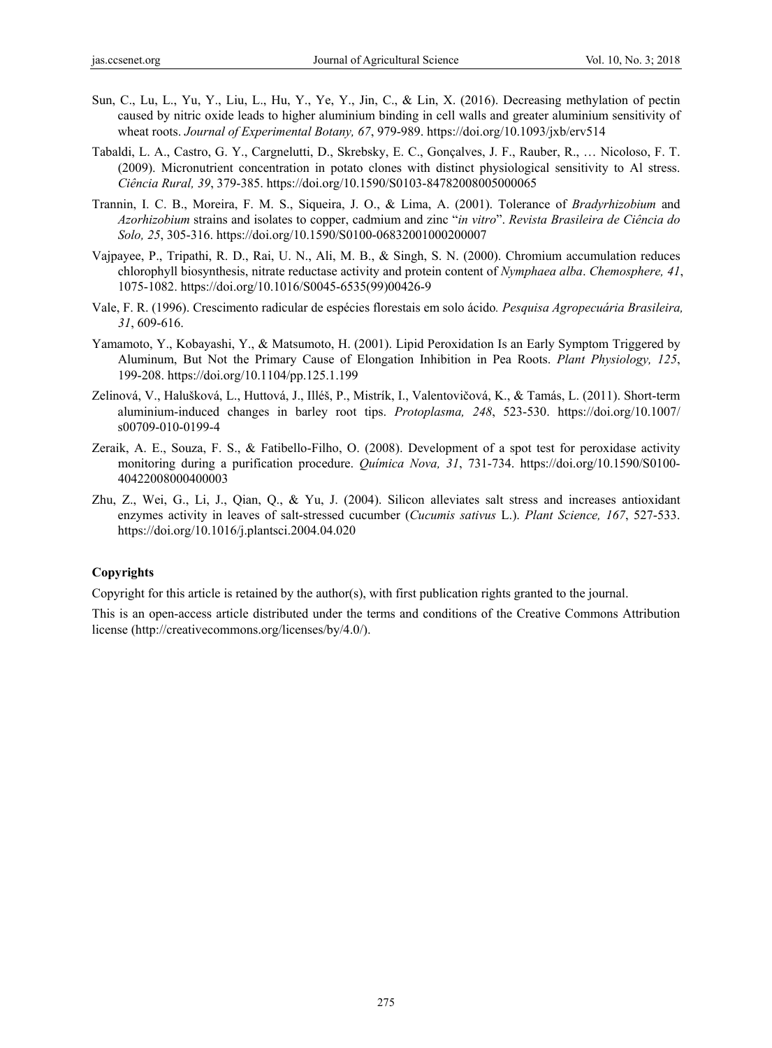Sun, C., Lu, L., Yu, Y., Liu, L., Hu, Y., Ye, Y., Jin, C., & Lin, X. (2016). Decreasing methylation of pectin caused by nitric oxide leads to higher aluminium binding in cell walls and greater aluminium sensitivity of wheat roots. *Journal of Experimental Botany, 67*, 979-989. https://doi.org/10.1093/jxb/erv514

Tabaldi, L. A., Castro, G. Y., Cargnelutti, D., Skrebsky, E. C., Gonçalves, J. F., Rauber, R., … Nicoloso, F. T. (2009). Micronutrient concentration in potato clones with distinct physiological sensitivity to Al stress. *Ciência Rural, 39*, 379-385. https://doi.org/10.1590/S0103-84782008005000065

Trannin, I. C. B., Moreira, F. M. S., Siqueira, J. O., & Lima, A. (2001). Tolerance of *Bradyrhizobium* and *Azorhizobium* strains and isolates to copper, cadmium and zinc "*in vitro*". *Revista Brasileira de Ciência do Solo, 25*, 305-316. https://doi.org/10.1590/S0100-06832001000200007

Vajpayee, P., Tripathi, R. D., Rai, U. N., Ali, M. B., & Singh, S. N. (2000). Chromium accumulation reduces chlorophyll biosynthesis, nitrate reductase activity and protein content of *Nymphaea alba*. *Chemosphere, 41*, 1075-1082. https://doi.org/10.1016/S0045-6535(99)00426-9

Vale, F. R. (1996). Crescimento radicular de espécies florestais em solo ácido*. Pesquisa Agropecuária Brasileira, 31*, 609-616.

Yamamoto, Y., Kobayashi, Y., & Matsumoto, H. (2001). Lipid Peroxidation Is an Early Symptom Triggered by Aluminum, But Not the Primary Cause of Elongation Inhibition in Pea Roots. *Plant Physiology, 125*, 199-208. https://doi.org/10.1104/pp.125.1.199

Zelinová, V., Halušková, L., Huttová, J., Illéš, P., Mistrík, I., Valentovičová, K., & Tamás, L. (2011). Short-term aluminium-induced changes in barley root tips. *Protoplasma, 248*, 523-530. https://doi.org/10.1007/s00709-010-0199-4

Zeraik, A. E., Souza, F. S., & Fatibello-Filho, O. (2008). Development of a spot test for peroxidase activity monitoring during a purification procedure. *Química Nova, 31*, 731-734. https://doi.org/10.1590/S0100-40422008000400003

Zhu, Z., Wei, G., Li, J., Qian, Q., & Yu, J. (2004). Silicon alleviates salt stress and increases antioxidant enzymes activity in leaves of salt-stressed cucumber (*Cucumis sativus* L.). *Plant Science, 167*, 527-533. https://doi.org/10.1016/j.plantsci.2004.04.020

## Copyrights

Copyright for this article is retained by the author(s), with first publication rights granted to the journal.

This is an open-access article distributed under the terms and conditions of the Creative Commons Attribution license (http://creativecommons.org/licenses/by/4.0/).